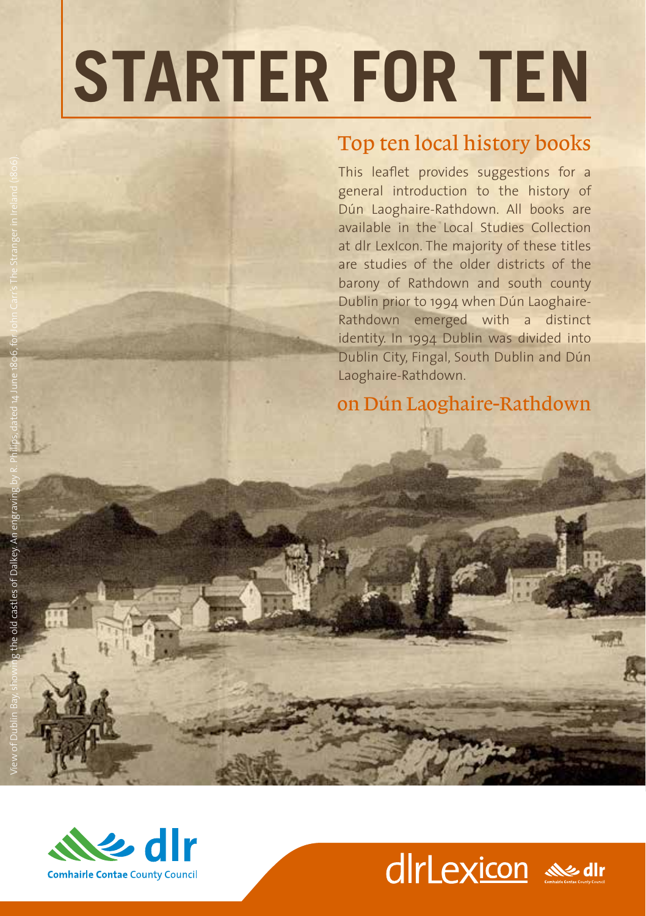# STARTER FOR TEN

## Top ten local history books

This leaflet provides suggestions for a general introduction to the history of Dún Laoghaire-Rathdown. All books are available in the Local Studies Collection at dlr LexIcon. The majority of these titles are studies of the older districts of the barony of Rathdown and south county Dublin prior to 1994 when Dún Laoghaire-Rathdown emerged with a distinct identity. In 1994 Dublin was divided into Dublin City, Fingal, South Dublin and Dún Laoghaire-Rathdown.

## on Dún Laoghaire-Rathdown

View of Dublin Bay, showing the old castles of Dalkey. An engraving by R. Philips, dated 14 June 1806, for John Carr's The Stranger in Ireland (1806)

dlr Comhairle Contae County Council

dlrLexicon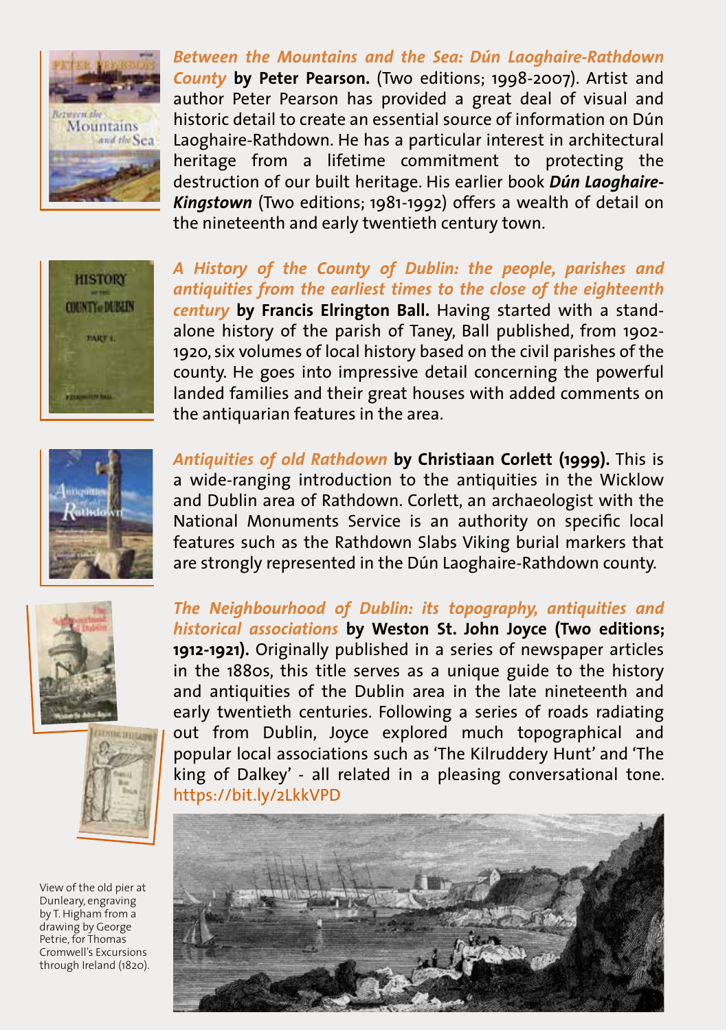***Between the Mountains and the Sea: Dún Laoghaire-Rathdown County*** **by Peter Pearson.** (Two editions; 1998-2007). Artist and author Peter Pearson has provided a great deal of visual and historic detail to create an essential source of information on Dún Laoghaire-Rathdown. He has a particular interest in architectural heritage from a lifetime commitment to protecting the destruction of our built heritage. His earlier book ***Dún Laoghaire-Kingstown*** (Two editions; 1981-1992) offers a wealth of detail on the nineteenth and early twentieth century town.

***A History of the County of Dublin: the people, parishes and antiquities from the earliest times to the close of the eighteenth century*** **by Francis Elrington Ball.** Having started with a stand-alone history of the parish of Taney, Ball published, from 1902-1920, six volumes of local history based on the civil parishes of the county. He goes into impressive detail concerning the powerful landed families and their great houses with added comments on the antiquarian features in the area.

***Antiquities of old Rathdown*** **by Christiaan Corlett (1999).** This is a wide-ranging introduction to the antiquities in the Wicklow and Dublin area of Rathdown. Corlett, an archaeologist with the National Monuments Service is an authority on specific local features such as the Rathdown Slabs Viking burial markers that are strongly represented in the Dún Laoghaire-Rathdown county.

***The Neighbourhood of Dublin: its topography, antiquities and historical associations*** **by Weston St. John Joyce (Two editions; 1912-1921).** Originally published in a series of newspaper articles in the 1880s, this title serves as a unique guide to the history and antiquities of the Dublin area in the late nineteenth and early twentieth centuries. Following a series of roads radiating out from Dublin, Joyce explored much topographical and popular local associations such as 'The Kilruddery Hunt' and 'The king of Dalkey' - all related in a pleasing conversational tone. https://bit.ly/2LkkVPD

View of the old pier at Dunleary, engraving by T. Higham from a drawing by George Petrie, for Thomas Cromwell's Excursions through Ireland (1820).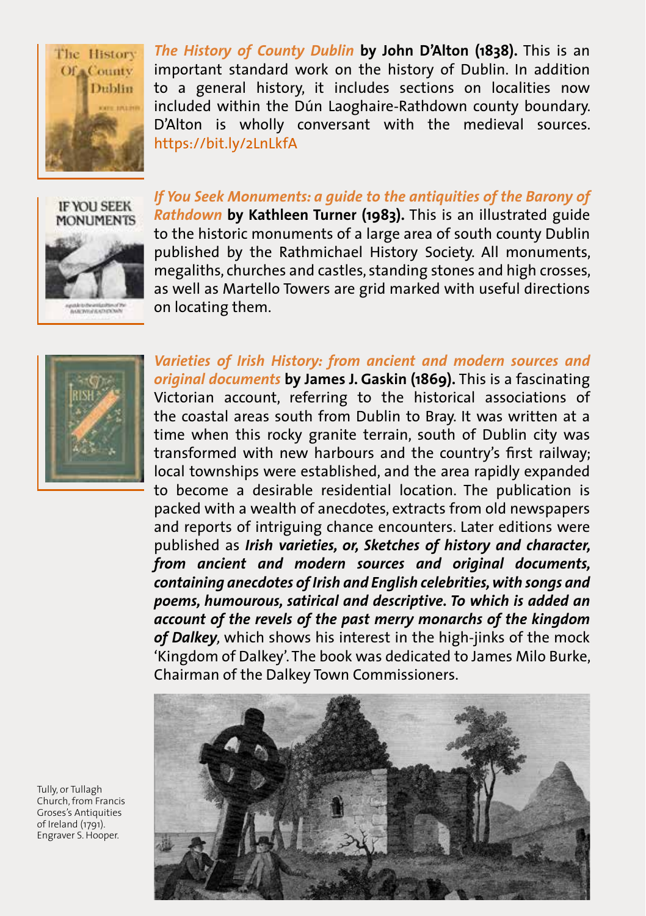***The History of County Dublin*** **by John D'Alton (1838).** This is an important standard work on the history of Dublin. In addition to a general history, it includes sections on localities now included within the Dún Laoghaire-Rathdown county boundary. D'Alton is wholly conversant with the medieval sources. https://bit.ly/2LnLkfA

***If You Seek Monuments: a guide to the antiquities of the Barony of Rathdown*** **by Kathleen Turner (1983).** This is an illustrated guide to the historic monuments of a large area of south county Dublin published by the Rathmichael History Society. All monuments, megaliths, churches and castles, standing stones and high crosses, as well as Martello Towers are grid marked with useful directions on locating them.

***Varieties of Irish History: from ancient and modern sources and original documents*** **by James J. Gaskin (1869).** This is a fascinating Victorian account, referring to the historical associations of the coastal areas south from Dublin to Bray. It was written at a time when this rocky granite terrain, south of Dublin city was transformed with new harbours and the country's first railway; local townships were established, and the area rapidly expanded to become a desirable residential location. The publication is packed with a wealth of anecdotes, extracts from old newspapers and reports of intriguing chance encounters. Later editions were published as ***Irish varieties, or, Sketches of history and character, from ancient and modern sources and original documents, containing anecdotes of Irish and English celebrities, with songs and poems, humourous, satirical and descriptive. To which is added an account of the revels of the past merry monarchs of the kingdom of Dalkey****,* which shows his interest in the high-jinks of the mock 'Kingdom of Dalkey'. The book was dedicated to James Milo Burke, Chairman of the Dalkey Town Commissioners.

Tully, or Tullagh Church, from Francis Groses's Antiquities of Ireland (1791). Engraver S. Hooper.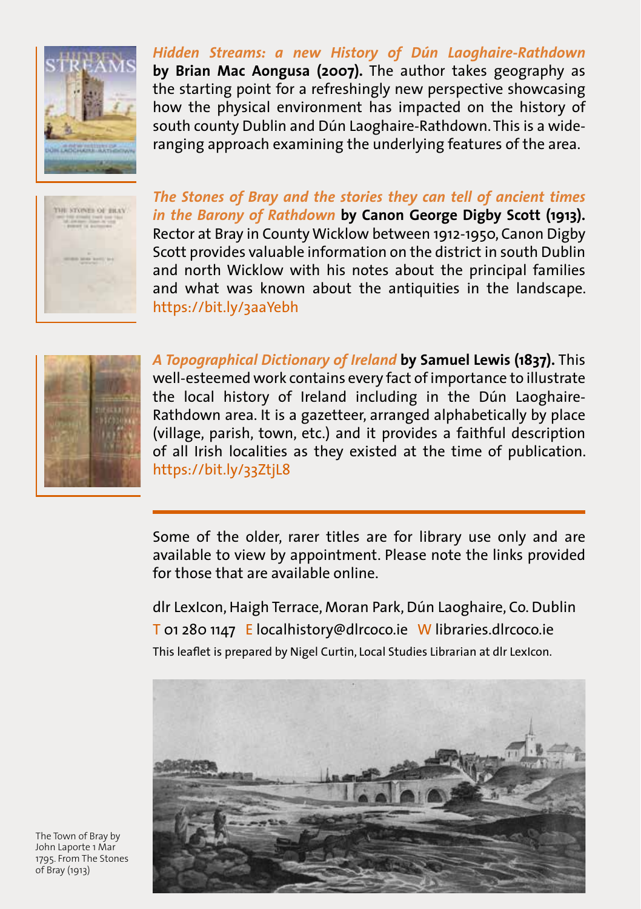***Hidden Streams: a new History of Dún Laoghaire-Rathdown*** **by Brian Mac Aongusa (2007).** The author takes geography as the starting point for a refreshingly new perspective showcasing how the physical environment has impacted on the history of south county Dublin and Dún Laoghaire-Rathdown. This is a wide-ranging approach examining the underlying features of the area.

***The Stones of Bray and the stories they can tell of ancient times in the Barony of Rathdown*** **by Canon George Digby Scott (1913).** Rector at Bray in County Wicklow between 1912-1950, Canon Digby Scott provides valuable information on the district in south Dublin and north Wicklow with his notes about the principal families and what was known about the antiquities in the landscape. https://bit.ly/3aaYebh

***A Topographical Dictionary of Ireland*** **by Samuel Lewis (1837).** This well-esteemed work contains every fact of importance to illustrate the local history of Ireland including in the Dún Laoghaire-Rathdown area. It is a gazetteer, arranged alphabetically by place (village, parish, town, etc.) and it provides a faithful description of all Irish localities as they existed at the time of publication. https://bit.ly/33ZtjL8

---

Some of the older, rarer titles are for library use only and are available to view by appointment. Please note the links provided for those that are available online.

dlr LexIcon, Haigh Terrace, Moran Park, Dún Laoghaire, Co. Dublin

T 01 280 1147 E localhistory@dlrcoco.ie W libraries.dlrcoco.ie

This leaflet is prepared by Nigel Curtin, Local Studies Librarian at dlr LexIcon.

The Town of Bray by John Laporte 1 Mar 1795. From The Stones of Bray (1913)